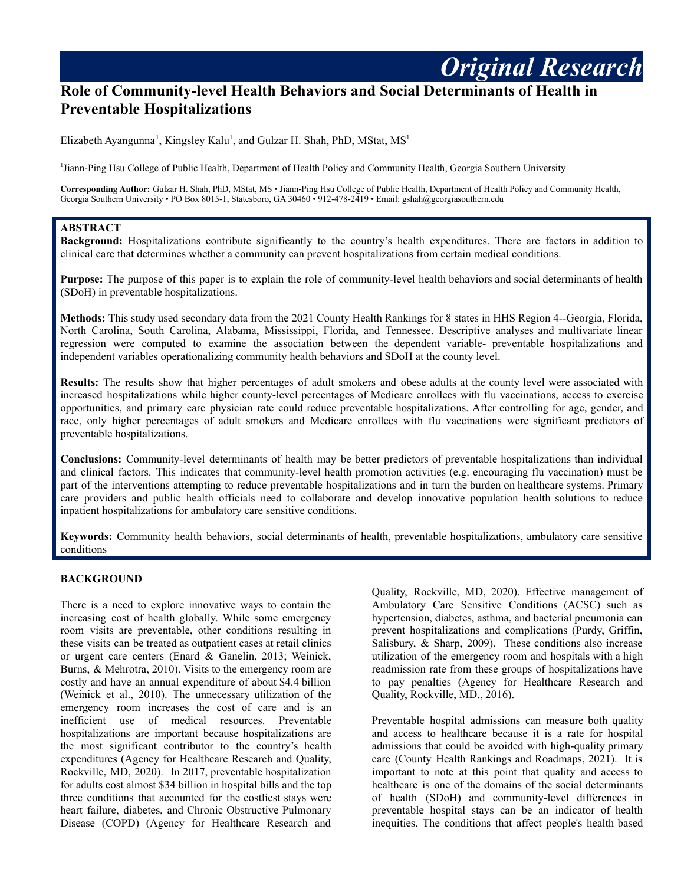*Original Research*

# Role of Community-level Health Behaviors and Social Determinants of Health in Preventable Hospitalizations

Elizabeth Ayangunna[1], Kingsley Kalu[1], and Gulzar H. Shah, PhD, MStat, MS[1]

[1]Jiann-Ping Hsu College of Public Health, Department of Health Policy and Community Health, Georgia Southern University

**Corresponding Author:** Gulzar H. Shah, PhD, MStat, MS • Jiann-Ping Hsu College of Public Health, Department of Health Policy and Community Health, Georgia Southern University • PO Box 8015-1, Statesboro, GA 30460 • 912-478-2419 • Email: gshah@georgiasouthern.edu

## ABSTRACT

**Background:** Hospitalizations contribute significantly to the country's health expenditures. There are factors in addition to clinical care that determines whether a community can prevent hospitalizations from certain medical conditions.

**Purpose:** The purpose of this paper is to explain the role of community-level health behaviors and social determinants of health (SDoH) in preventable hospitalizations.

**Methods:** This study used secondary data from the 2021 County Health Rankings for 8 states in HHS Region 4--Georgia, Florida, North Carolina, South Carolina, Alabama, Mississippi, Florida, and Tennessee. Descriptive analyses and multivariate linear regression were computed to examine the association between the dependent variable- preventable hospitalizations and independent variables operationalizing community health behaviors and SDoH at the county level.

**Results:** The results show that higher percentages of adult smokers and obese adults at the county level were associated with increased hospitalizations while higher county-level percentages of Medicare enrollees with flu vaccinations, access to exercise opportunities, and primary care physician rate could reduce preventable hospitalizations. After controlling for age, gender, and race, only higher percentages of adult smokers and Medicare enrollees with flu vaccinations were significant predictors of preventable hospitalizations.

**Conclusions:** Community-level determinants of health may be better predictors of preventable hospitalizations than individual and clinical factors. This indicates that community-level health promotion activities (e.g. encouraging flu vaccination) must be part of the interventions attempting to reduce preventable hospitalizations and in turn the burden on healthcare systems. Primary care providers and public health officials need to collaborate and develop innovative population health solutions to reduce inpatient hospitalizations for ambulatory care sensitive conditions.

**Keywords:** Community health behaviors, social determinants of health, preventable hospitalizations, ambulatory care sensitive conditions

## BACKGROUND

There is a need to explore innovative ways to contain the increasing cost of health globally. While some emergency room visits are preventable, other conditions resulting in these visits can be treated as outpatient cases at retail clinics or urgent care centers (Enard & Ganelin, 2013; Weinick, Burns, & Mehrotra, 2010). Visits to the emergency room are costly and have an annual expenditure of about $4.4 billion (Weinick et al., 2010). The unnecessary utilization of the emergency room increases the cost of care and is an inefficient use of medical resources. Preventable hospitalizations are important because hospitalizations are the most significant contributor to the country's health expenditures (Agency for Healthcare Research and Quality, Rockville, MD, 2020). In 2017, preventable hospitalization for adults cost almost $34 billion in hospital bills and the top three conditions that accounted for the costliest stays were heart failure, diabetes, and Chronic Obstructive Pulmonary Disease (COPD) (Agency for Healthcare Research and Quality, Rockville, MD, 2020). Effective management of Ambulatory Care Sensitive Conditions (ACSC) such as hypertension, diabetes, asthma, and bacterial pneumonia can prevent hospitalizations and complications (Purdy, Griffin, Salisbury, & Sharp, 2009). These conditions also increase utilization of the emergency room and hospitals with a high readmission rate from these groups of hospitalizations have to pay penalties (Agency for Healthcare Research and Quality, Rockville, MD., 2016).

Preventable hospital admissions can measure both quality and access to healthcare because it is a rate for hospital admissions that could be avoided with high-quality primary care (County Health Rankings and Roadmaps, 2021). It is important to note at this point that quality and access to healthcare is one of the domains of the social determinants of health (SDoH) and community-level differences in preventable hospital stays can be an indicator of health inequities. The conditions that affect people's health based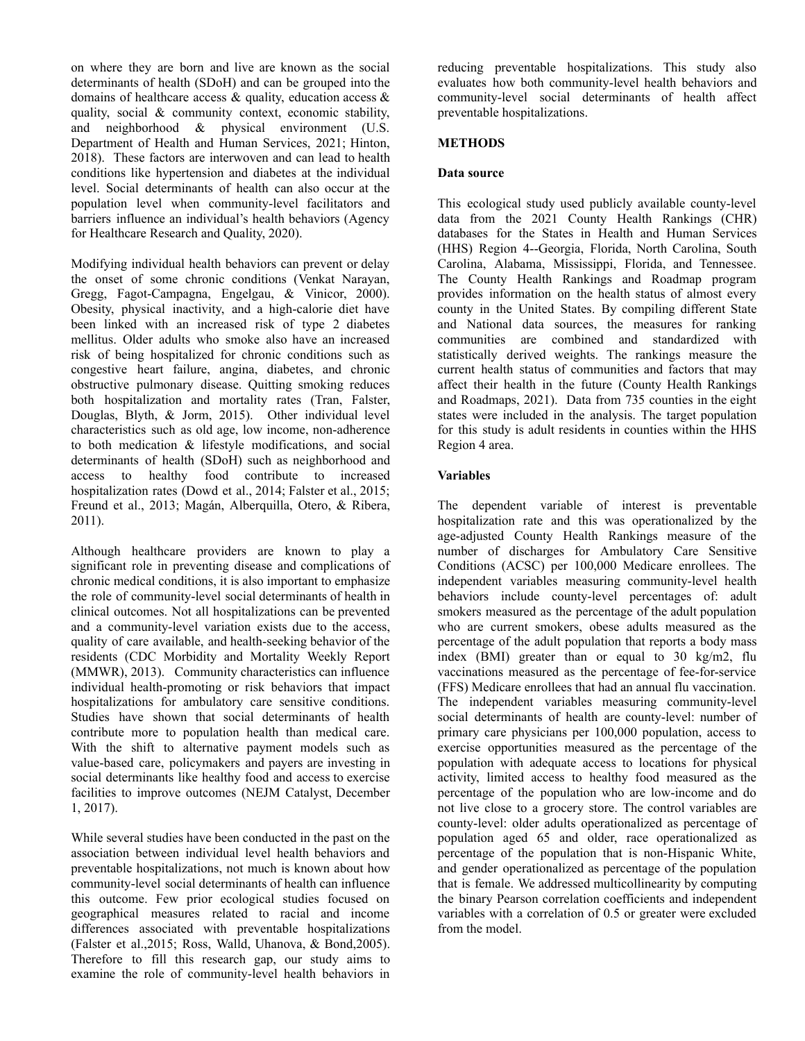on where they are born and live are known as the social determinants of health (SDoH) and can be grouped into the domains of healthcare access & quality, education access & quality, social & community context, economic stability, and neighborhood & physical environment (U.S. Department of Health and Human Services, 2021; Hinton, 2018). These factors are interwoven and can lead to health conditions like hypertension and diabetes at the individual level. Social determinants of health can also occur at the population level when community-level facilitators and barriers influence an individual's health behaviors (Agency for Healthcare Research and Quality, 2020).

Modifying individual health behaviors can prevent or delay the onset of some chronic conditions (Venkat Narayan, Gregg, Fagot-Campagna, Engelgau, & Vinicor, 2000). Obesity, physical inactivity, and a high-calorie diet have been linked with an increased risk of type 2 diabetes mellitus. Older adults who smoke also have an increased risk of being hospitalized for chronic conditions such as congestive heart failure, angina, diabetes, and chronic obstructive pulmonary disease. Quitting smoking reduces both hospitalization and mortality rates (Tran, Falster, Douglas, Blyth, & Jorm, 2015). Other individual level characteristics such as old age, low income, non-adherence to both medication & lifestyle modifications, and social determinants of health (SDoH) such as neighborhood and access to healthy food contribute to increased hospitalization rates (Dowd et al., 2014; Falster et al., 2015; Freund et al., 2013; Magán, Alberquilla, Otero, & Ribera, 2011).

Although healthcare providers are known to play a significant role in preventing disease and complications of chronic medical conditions, it is also important to emphasize the role of community-level social determinants of health in clinical outcomes. Not all hospitalizations can be prevented and a community-level variation exists due to the access, quality of care available, and health-seeking behavior of the residents (CDC Morbidity and Mortality Weekly Report (MMWR), 2013). Community characteristics can influence individual health-promoting or risk behaviors that impact hospitalizations for ambulatory care sensitive conditions. Studies have shown that social determinants of health contribute more to population health than medical care. With the shift to alternative payment models such as value-based care, policymakers and payers are investing in social determinants like healthy food and access to exercise facilities to improve outcomes (NEJM Catalyst, December 1, 2017).

While several studies have been conducted in the past on the association between individual level health behaviors and preventable hospitalizations, not much is known about how community-level social determinants of health can influence this outcome. Few prior ecological studies focused on geographical measures related to racial and income differences associated with preventable hospitalizations (Falster et al.,2015; Ross, Walld, Uhanova, & Bond,2005). Therefore to fill this research gap, our study aims to examine the role of community-level health behaviors in reducing preventable hospitalizations. This study also evaluates how both community-level health behaviors and community-level social determinants of health affect preventable hospitalizations.

## METHODS

### Data source

This ecological study used publicly available county-level data from the 2021 County Health Rankings (CHR) databases for the States in Health and Human Services (HHS) Region 4--Georgia, Florida, North Carolina, South Carolina, Alabama, Mississippi, Florida, and Tennessee. The County Health Rankings and Roadmap program provides information on the health status of almost every county in the United States. By compiling different State and National data sources, the measures for ranking communities are combined and standardized with statistically derived weights. The rankings measure the current health status of communities and factors that may affect their health in the future (County Health Rankings and Roadmaps, 2021). Data from 735 counties in the eight states were included in the analysis. The target population for this study is adult residents in counties within the HHS Region 4 area.

### Variables

The dependent variable of interest is preventable hospitalization rate and this was operationalized by the age-adjusted County Health Rankings measure of the number of discharges for Ambulatory Care Sensitive Conditions (ACSC) per 100,000 Medicare enrollees. The independent variables measuring community-level health behaviors include county-level percentages of: adult smokers measured as the percentage of the adult population who are current smokers, obese adults measured as the percentage of the adult population that reports a body mass index (BMI) greater than or equal to 30 kg/m2, flu vaccinations measured as the percentage of fee-for-service (FFS) Medicare enrollees that had an annual flu vaccination. The independent variables measuring community-level social determinants of health are county-level: number of primary care physicians per 100,000 population, access to exercise opportunities measured as the percentage of the population with adequate access to locations for physical activity, limited access to healthy food measured as the percentage of the population who are low-income and do not live close to a grocery store. The control variables are county-level: older adults operationalized as percentage of population aged 65 and older, race operationalized as percentage of the population that is non-Hispanic White, and gender operationalized as percentage of the population that is female. We addressed multicollinearity by computing the binary Pearson correlation coefficients and independent variables with a correlation of 0.5 or greater were excluded from the model.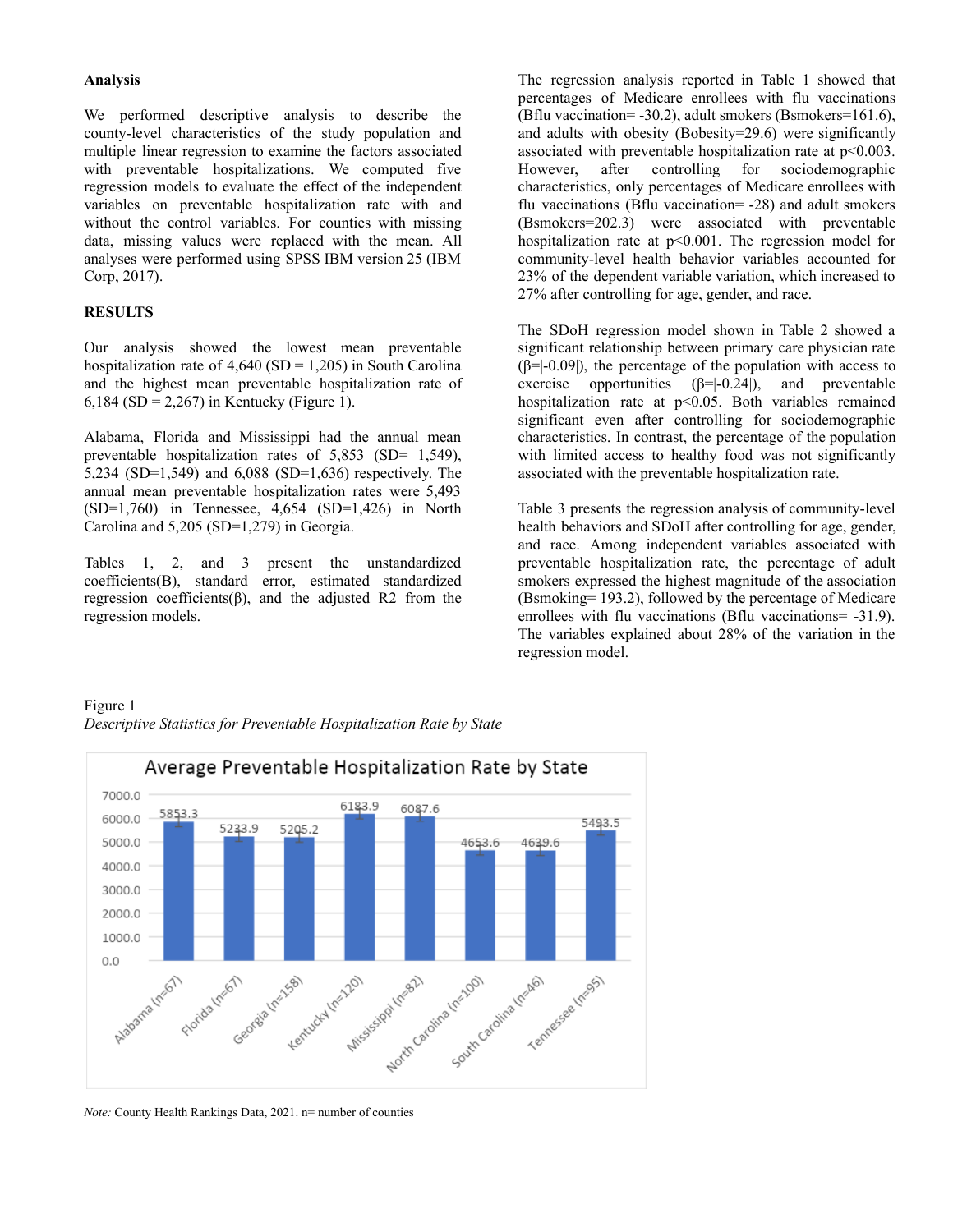**Analysis**

We performed descriptive analysis to describe the county-level characteristics of the study population and multiple linear regression to examine the factors associated with preventable hospitalizations. We computed five regression models to evaluate the effect of the independent variables on preventable hospitalization rate with and without the control variables. For counties with missing data, missing values were replaced with the mean. All analyses were performed using SPSS IBM version 25 (IBM Corp, 2017).

**RESULTS**

Our analysis showed the lowest mean preventable hospitalization rate of 4,640 (SD = 1,205) in South Carolina and the highest mean preventable hospitalization rate of 6,184 (SD = 2,267) in Kentucky (Figure 1).

Alabama, Florida and Mississippi had the annual mean preventable hospitalization rates of 5,853 (SD= 1,549), 5,234 (SD=1,549) and 6,088 (SD=1,636) respectively. The annual mean preventable hospitalization rates were 5,493 (SD=1,760) in Tennessee, 4,654 (SD=1,426) in North Carolina and 5,205 (SD=1,279) in Georgia.

Tables 1, 2, and 3 present the unstandardized coefficients(B), standard error, estimated standardized regression coefficients(β), and the adjusted R2 from the regression models.

The regression analysis reported in Table 1 showed that percentages of Medicare enrollees with flu vaccinations ($B_{flu\ vaccination}$= -30.2), adult smokers ($B_{smokers}$=161.6), and adults with obesity ($B_{obesity}$=29.6) were significantly associated with preventable hospitalization rate at $p<0.003$. However, after controlling for sociodemographic characteristics, only percentages of Medicare enrollees with flu vaccinations ($B_{flu\ vaccination}$= -28) and adult smokers ($B_{smokers}$=202.3) were associated with preventable hospitalization rate at $p<0.001$. The regression model for community-level health behavior variables accounted for 23% of the dependent variable variation, which increased to 27% after controlling for age, gender, and race.

The SDoH regression model shown in Table 2 showed a significant relationship between primary care physician rate (β=|-0.09|), the percentage of the population with access to exercise opportunities (β=|-0.24|), and preventable hospitalization rate at $p<0.05$. Both variables remained significant even after controlling for sociodemographic characteristics. In contrast, the percentage of the population with limited access to healthy food was not significantly associated with the preventable hospitalization rate.

Table 3 presents the regression analysis of community-level health behaviors and SDoH after controlling for age, gender, and race. Among independent variables associated with preventable hospitalization rate, the percentage of adult smokers expressed the highest magnitude of the association ($B_{smoking}$= 193.2), followed by the percentage of Medicare enrollees with flu vaccinations ($B_{flu\ vaccinations}$= -31.9). The variables explained about 28% of the variation in the regression model.

Figure 1

*Descriptive Statistics for Preventable Hospitalization Rate by State*

Average Preventable Hospitalization Rate by State

| State | Average Preventable Hospitalization Rate |
|---|---|
| Alabama (n=67) | 5853.3 |
| Florida (n=67) | 5233.9 |
| Georgia (n=158) | 5205.2 |
| Kentucky (n=120) | 6183.9 |
| Mississippi (n=82) | 6087.6 |
| North Carolina (n=100) | 4653.6 |
| South Carolina (n=46) | 4639.6 |
| Tennessee (n=95) | 5493.5 |

*Note:* County Health Rankings Data, 2021. n= number of counties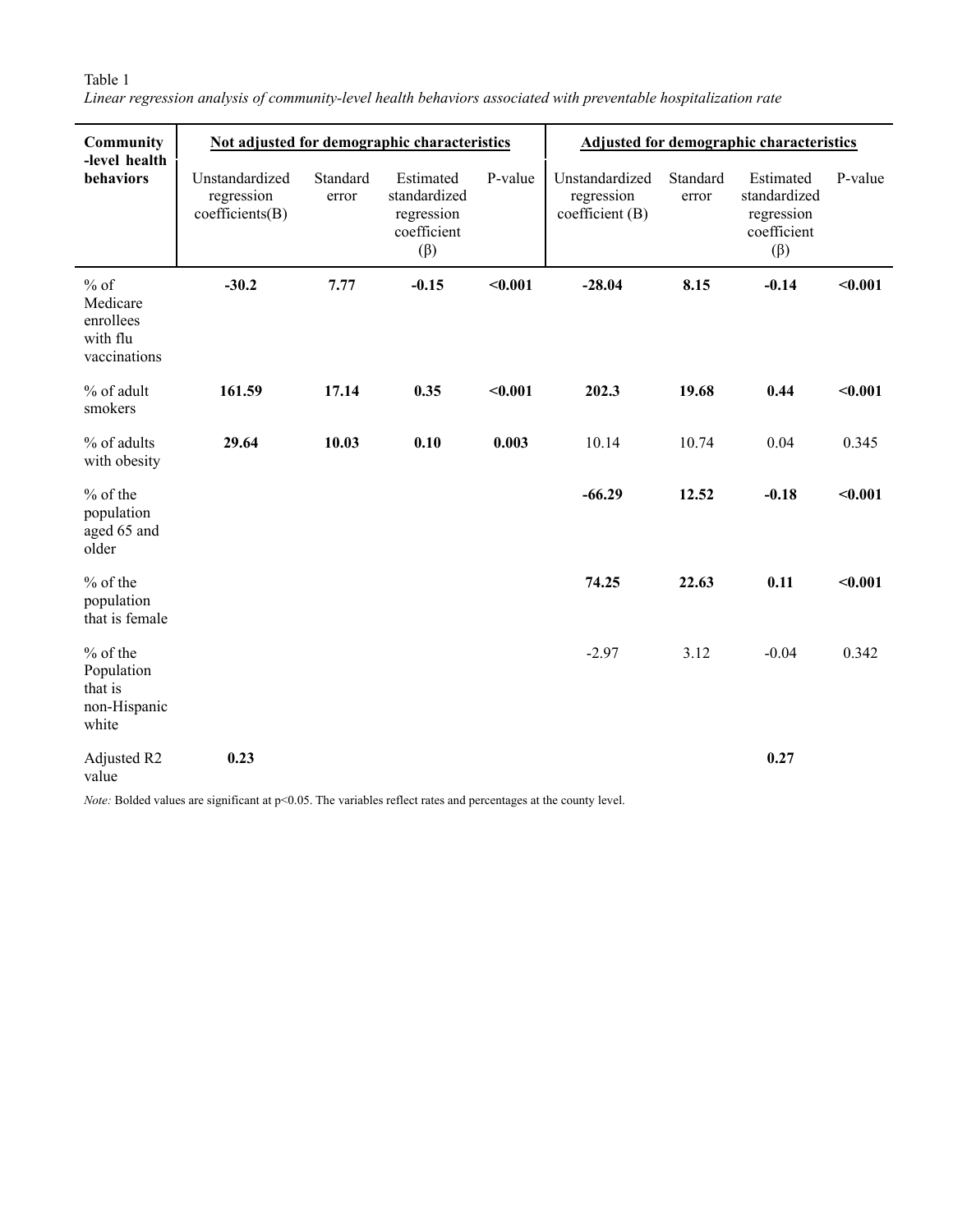Table 1

*Linear regression analysis of community-level health behaviors associated with preventable hospitalization rate*

| **Community -level health behaviors** | **Not adjusted for demographic characteristics** | | | | **Adjusted for demographic characteristics** | | | |
|---|---|---|---|---|---|---|---|---|
| | Unstandardized regression coefficients(B) | Standard error | Estimated standardized regression coefficient (β) | P-value | Unstandardized regression coefficient (B) | Standard error | Estimated standardized regression coefficient (β) | P-value |
| % of Medicare enrollees with flu vaccinations | **-30.2** | **7.77** | **-0.15** | **<0.001** | **-28.04** | **8.15** | **-0.14** | **<0.001** |
| % of adult smokers | **161.59** | **17.14** | **0.35** | **<0.001** | **202.3** | **19.68** | **0.44** | **<0.001** |
| % of adults with obesity | **29.64** | **10.03** | **0.10** | **0.003** | 10.14 | 10.74 | 0.04 | 0.345 |
| % of the population aged 65 and older | | | | | **-66.29** | **12.52** | **-0.18** | **<0.001** |
| % of the population that is female | | | | | **74.25** | **22.63** | **0.11** | **<0.001** |
| % of the Population that is non-Hispanic white | | | | | -2.97 | 3.12 | -0.04 | 0.342 |
| Adjusted R2 value | **0.23** | | | | | | **0.27** | |

*Note:* Bolded values are significant at $p<0.05$. The variables reflect rates and percentages at the county level.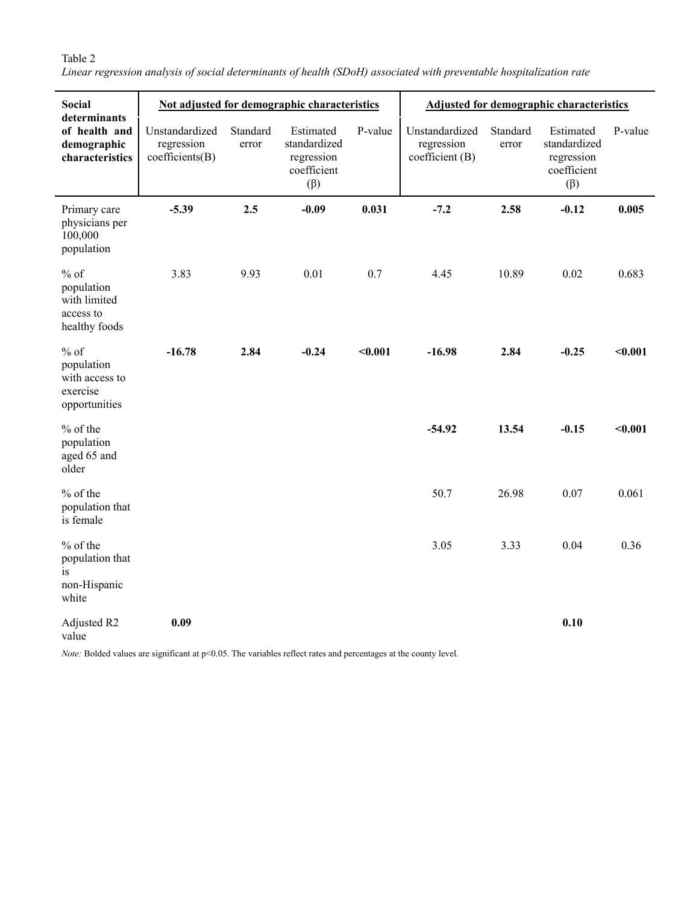Table 2

*Linear regression analysis of social determinants of health (SDoH) associated with preventable hospitalization rate*

| Social determinants of health and demographic characteristics | Not adjusted for demographic characteristics | | | | Adjusted for demographic characteristics | | | |
|---|---|---|---|---|---|---|---|---|
| | Unstandardized regression coefficients(B) | Standard error | Estimated standardized regression coefficient (β) | P-value | Unstandardized regression coefficient (B) | Standard error | Estimated standardized regression coefficient (β) | P-value |
| Primary care physicians per 100,000 population | **-5.39** | **2.5** | **-0.09** | **0.031** | **-7.2** | **2.58** | **-0.12** | **0.005** |
| % of population with limited access to healthy foods | 3.83 | 9.93 | 0.01 | 0.7 | 4.45 | 10.89 | 0.02 | 0.683 |
| % of population with access to exercise opportunities | **-16.78** | **2.84** | **-0.24** | **<0.001** | **-16.98** | **2.84** | **-0.25** | **<0.001** |
| % of the population aged 65 and older | | | | | **-54.92** | **13.54** | **-0.15** | **<0.001** |
| % of the population that is female | | | | | 50.7 | 26.98 | 0.07 | 0.061 |
| % of the population that is non-Hispanic white | | | | | 3.05 | 3.33 | 0.04 | 0.36 |
| Adjusted R2 value | **0.09** | | | | | | **0.10** | |

*Note:* Bolded values are significant at $p<0.05$. The variables reflect rates and percentages at the county level.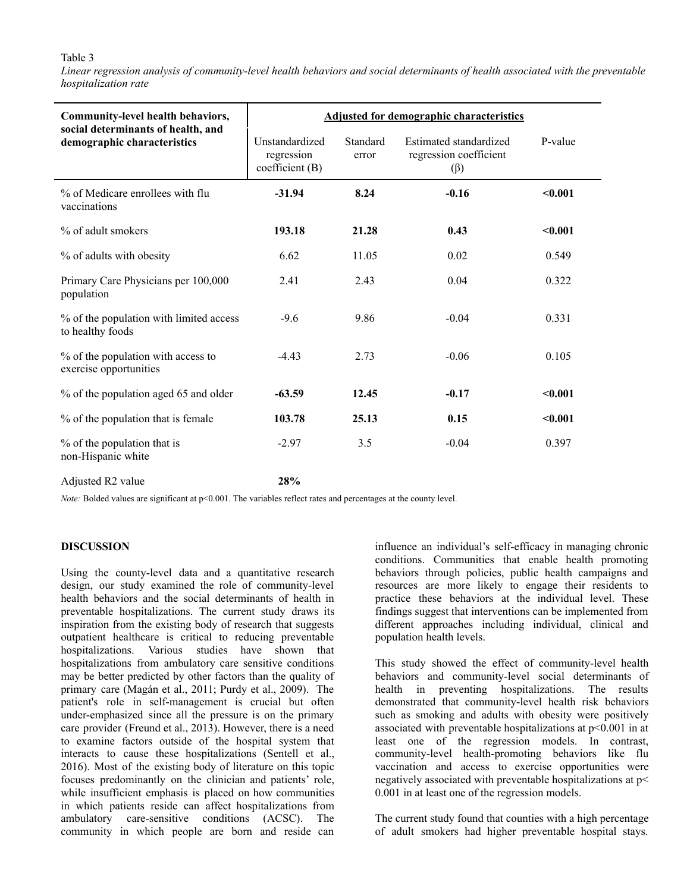Table 3

*Linear regression analysis of community-level health behaviors and social determinants of health associated with the preventable hospitalization rate*

| Community-level health behaviors, social determinants of health, and demographic characteristics | Adjusted for demographic characteristics | | | |
|---|---|---|---|---|
| | Unstandardized regression coefficient (B) | Standard error | Estimated standardized regression coefficient (β) | P-value |
| % of Medicare enrollees with flu vaccinations | **-31.94** | **8.24** | **-0.16** | **<0.001** |
| % of adult smokers | **193.18** | **21.28** | **0.43** | **<0.001** |
| % of adults with obesity | 6.62 | 11.05 | 0.02 | 0.549 |
| Primary Care Physicians per 100,000 population | 2.41 | 2.43 | 0.04 | 0.322 |
| % of the population with limited access to healthy foods | -9.6 | 9.86 | -0.04 | 0.331 |
| % of the population with access to exercise opportunities | -4.43 | 2.73 | -0.06 | 0.105 |
| % of the population aged 65 and older | **-63.59** | **12.45** | **-0.17** | **<0.001** |
| % of the population that is female | **103.78** | **25.13** | **0.15** | **<0.001** |
| % of the population that is non-Hispanic white | -2.97 | 3.5 | -0.04 | 0.397 |
| Adjusted R2 value | **28%** | | | |

*Note:* Bolded values are significant at $p<0.001$. The variables reflect rates and percentages at the county level.

## DISCUSSION

Using the county-level data and a quantitative research design, our study examined the role of community-level health behaviors and the social determinants of health in preventable hospitalizations. The current study draws its inspiration from the existing body of research that suggests outpatient healthcare is critical to reducing preventable hospitalizations. Various studies have shown that hospitalizations from ambulatory care sensitive conditions may be better predicted by other factors than the quality of primary care (Magán et al., 2011; Purdy et al., 2009). The patient's role in self-management is crucial but often under-emphasized since all the pressure is on the primary care provider (Freund et al., 2013). However, there is a need to examine factors outside of the hospital system that interacts to cause these hospitalizations (Sentell et al., 2016). Most of the existing body of literature on this topic focuses predominantly on the clinician and patients' role, while insufficient emphasis is placed on how communities in which patients reside can affect hospitalizations from ambulatory care-sensitive conditions (ACSC). The community in which people are born and reside can influence an individual's self-efficacy in managing chronic conditions. Communities that enable health promoting behaviors through policies, public health campaigns and resources are more likely to engage their residents to practice these behaviors at the individual level. These findings suggest that interventions can be implemented from different approaches including individual, clinical and population health levels.

This study showed the effect of community-level health behaviors and community-level social determinants of health in preventing hospitalizations. The results demonstrated that community-level health risk behaviors such as smoking and adults with obesity were positively associated with preventable hospitalizations at $p<0.001$ in at least one of the regression models. In contrast, community-level health-promoting behaviors like flu vaccination and access to exercise opportunities were negatively associated with preventable hospitalizations at $p< 0.001$ in at least one of the regression models.

The current study found that counties with a high percentage of adult smokers had higher preventable hospital stays.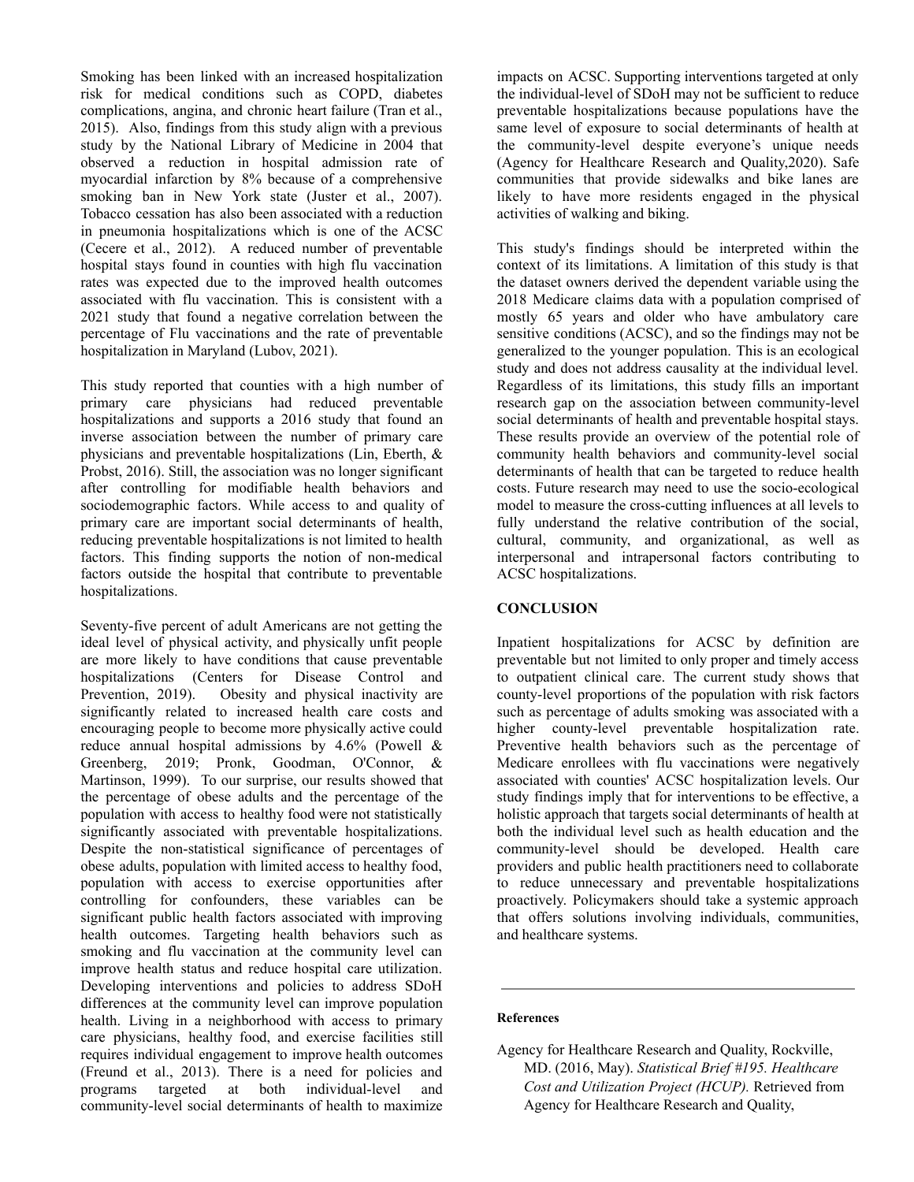Smoking has been linked with an increased hospitalization risk for medical conditions such as COPD, diabetes complications, angina, and chronic heart failure (Tran et al., 2015). Also, findings from this study align with a previous study by the National Library of Medicine in 2004 that observed a reduction in hospital admission rate of myocardial infarction by 8% because of a comprehensive smoking ban in New York state (Juster et al., 2007). Tobacco cessation has also been associated with a reduction in pneumonia hospitalizations which is one of the ACSC (Cecere et al., 2012). A reduced number of preventable hospital stays found in counties with high flu vaccination rates was expected due to the improved health outcomes associated with flu vaccination. This is consistent with a 2021 study that found a negative correlation between the percentage of Flu vaccinations and the rate of preventable hospitalization in Maryland (Lubov, 2021).

This study reported that counties with a high number of primary care physicians had reduced preventable hospitalizations and supports a 2016 study that found an inverse association between the number of primary care physicians and preventable hospitalizations (Lin, Eberth, & Probst, 2016). Still, the association was no longer significant after controlling for modifiable health behaviors and sociodemographic factors. While access to and quality of primary care are important social determinants of health, reducing preventable hospitalizations is not limited to health factors. This finding supports the notion of non-medical factors outside the hospital that contribute to preventable hospitalizations.

Seventy-five percent of adult Americans are not getting the ideal level of physical activity, and physically unfit people are more likely to have conditions that cause preventable hospitalizations (Centers for Disease Control and Prevention, 2019). Obesity and physical inactivity are significantly related to increased health care costs and encouraging people to become more physically active could reduce annual hospital admissions by 4.6% (Powell & Greenberg, 2019; Pronk, Goodman, O'Connor, & Martinson, 1999). To our surprise, our results showed that the percentage of obese adults and the percentage of the population with access to healthy food were not statistically significantly associated with preventable hospitalizations. Despite the non-statistical significance of percentages of obese adults, population with limited access to healthy food, population with access to exercise opportunities after controlling for confounders, these variables can be significant public health factors associated with improving health outcomes. Targeting health behaviors such as smoking and flu vaccination at the community level can improve health status and reduce hospital care utilization. Developing interventions and policies to address SDoH differences at the community level can improve population health. Living in a neighborhood with access to primary care physicians, healthy food, and exercise facilities still requires individual engagement to improve health outcomes (Freund et al., 2013). There is a need for policies and programs targeted at both individual-level and community-level social determinants of health to maximize impacts on ACSC. Supporting interventions targeted at only the individual-level of SDoH may not be sufficient to reduce preventable hospitalizations because populations have the same level of exposure to social determinants of health at the community-level despite everyone's unique needs (Agency for Healthcare Research and Quality,2020). Safe communities that provide sidewalks and bike lanes are likely to have more residents engaged in the physical activities of walking and biking.

This study's findings should be interpreted within the context of its limitations. A limitation of this study is that the dataset owners derived the dependent variable using the 2018 Medicare claims data with a population comprised of mostly 65 years and older who have ambulatory care sensitive conditions (ACSC), and so the findings may not be generalized to the younger population. This is an ecological study and does not address causality at the individual level. Regardless of its limitations, this study fills an important research gap on the association between community-level social determinants of health and preventable hospital stays. These results provide an overview of the potential role of community health behaviors and community-level social determinants of health that can be targeted to reduce health costs. Future research may need to use the socio-ecological model to measure the cross-cutting influences at all levels to fully understand the relative contribution of the social, cultural, community, and organizational, as well as interpersonal and intrapersonal factors contributing to ACSC hospitalizations.

## CONCLUSION

Inpatient hospitalizations for ACSC by definition are preventable but not limited to only proper and timely access to outpatient clinical care. The current study shows that county-level proportions of the population with risk factors such as percentage of adults smoking was associated with a higher county-level preventable hospitalization rate. Preventive health behaviors such as the percentage of Medicare enrollees with flu vaccinations were negatively associated with counties' ACSC hospitalization levels. Our study findings imply that for interventions to be effective, a holistic approach that targets social determinants of health at both the individual level such as health education and the community-level should be developed. Health care providers and public health practitioners need to collaborate to reduce unnecessary and preventable hospitalizations proactively. Policymakers should take a systemic approach that offers solutions involving individuals, communities, and healthcare systems.

---

**References**

Agency for Healthcare Research and Quality, Rockville, MD. (2016, May). *Statistical Brief #195. Healthcare Cost and Utilization Project (HCUP).* Retrieved from Agency for Healthcare Research and Quality,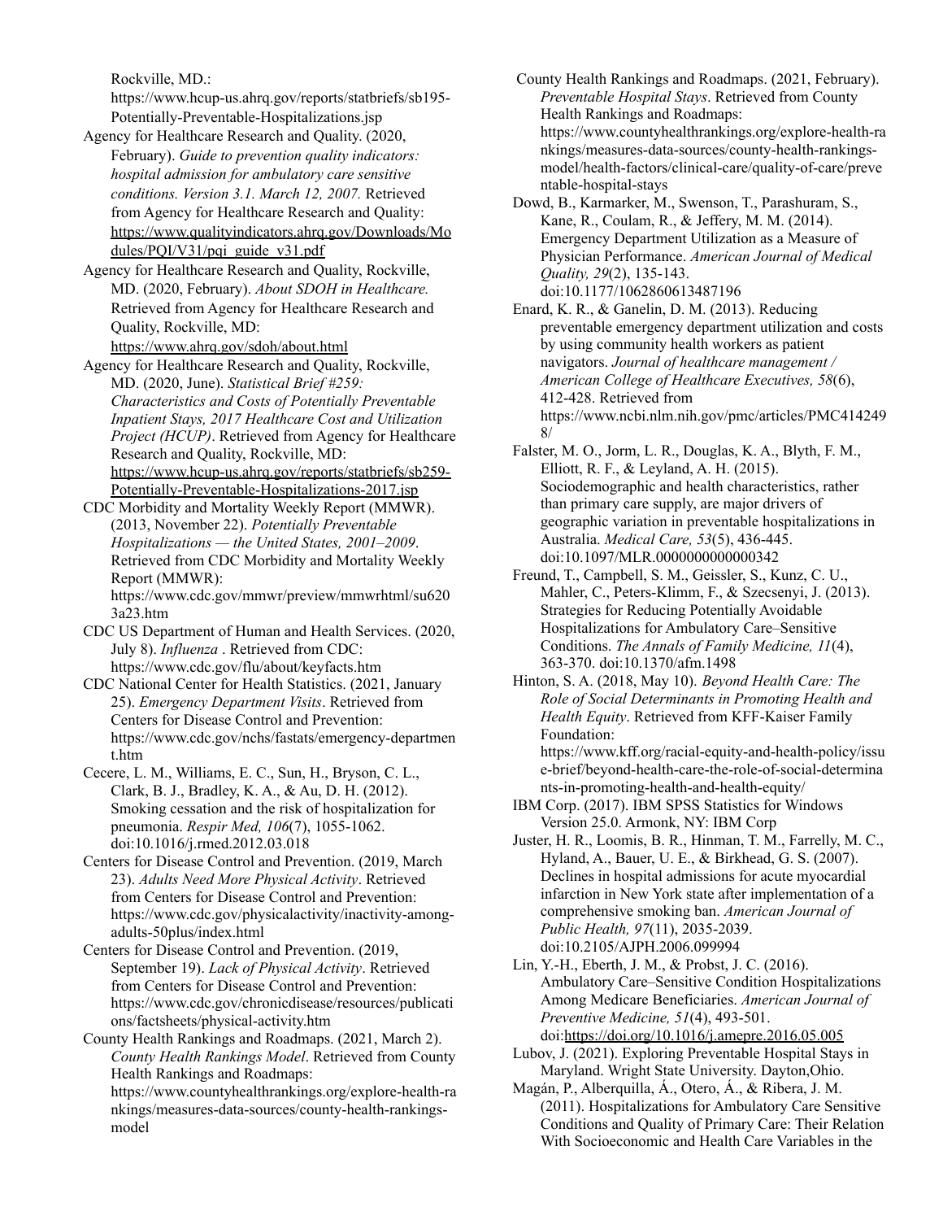Rockville, MD.: https://www.hcup-us.ahrq.gov/reports/statbriefs/sb195-Potentially-Preventable-Hospitalizations.jsp

Agency for Healthcare Research and Quality. (2020, February). *Guide to prevention quality indicators: hospital admission for ambulatory care sensitive conditions. Version 3.1. March 12, 2007.* Retrieved from Agency for Healthcare Research and Quality: https://www.qualityindicators.ahrq.gov/Downloads/Modules/PQI/V31/pqi_guide_v31.pdf

Agency for Healthcare Research and Quality, Rockville, MD. (2020, February). *About SDOH in Healthcare.* Retrieved from Agency for Healthcare Research and Quality, Rockville, MD: https://www.ahrq.gov/sdoh/about.html

Agency for Healthcare Research and Quality, Rockville, MD. (2020, June). *Statistical Brief #259: Characteristics and Costs of Potentially Preventable Inpatient Stays, 2017 Healthcare Cost and Utilization Project (HCUP)*. Retrieved from Agency for Healthcare Research and Quality, Rockville, MD: https://www.hcup-us.ahrq.gov/reports/statbriefs/sb259-Potentially-Preventable-Hospitalizations-2017.jsp

CDC Morbidity and Mortality Weekly Report (MMWR). (2013, November 22). *Potentially Preventable Hospitalizations — the United States, 2001–2009*. Retrieved from CDC Morbidity and Mortality Weekly Report (MMWR): https://www.cdc.gov/mmwr/preview/mmwrhtml/su6203a23.htm

CDC US Department of Human and Health Services. (2020, July 8). *Influenza* . Retrieved from CDC: https://www.cdc.gov/flu/about/keyfacts.htm

CDC National Center for Health Statistics. (2021, January 25). *Emergency Department Visits*. Retrieved from Centers for Disease Control and Prevention: https://www.cdc.gov/nchs/fastats/emergency-department.htm

Cecere, L. M., Williams, E. C., Sun, H., Bryson, C. L., Clark, B. J., Bradley, K. A., & Au, D. H. (2012). Smoking cessation and the risk of hospitalization for pneumonia. *Respir Med, 106*(7), 1055-1062. doi:10.1016/j.rmed.2012.03.018

Centers for Disease Control and Prevention. (2019, March 23). *Adults Need More Physical Activity*. Retrieved from Centers for Disease Control and Prevention: https://www.cdc.gov/physicalactivity/inactivity-among-adults-50plus/index.html

Centers for Disease Control and Prevention. (2019, September 19). *Lack of Physical Activity*. Retrieved from Centers for Disease Control and Prevention: https://www.cdc.gov/chronicdisease/resources/publications/factsheets/physical-activity.htm

County Health Rankings and Roadmaps. (2021, March 2). *County Health Rankings Model*. Retrieved from County Health Rankings and Roadmaps: https://www.countyhealthrankings.org/explore-health-rankings/measures-data-sources/county-health-rankings-model

County Health Rankings and Roadmaps. (2021, February). *Preventable Hospital Stays*. Retrieved from County Health Rankings and Roadmaps: https://www.countyhealthrankings.org/explore-health-rankings/measures-data-sources/county-health-rankings-model/health-factors/clinical-care/quality-of-care/preventable-hospital-stays

Dowd, B., Karmarker, M., Swenson, T., Parashuram, S., Kane, R., Coulam, R., & Jeffery, M. M. (2014). Emergency Department Utilization as a Measure of Physician Performance. *American Journal of Medical Quality, 29*(2), 135-143. doi:10.1177/1062860613487196

Enard, K. R., & Ganelin, D. M. (2013). Reducing preventable emergency department utilization and costs by using community health workers as patient navigators. *Journal of healthcare management / American College of Healthcare Executives, 58*(6), 412-428. Retrieved from https://www.ncbi.nlm.nih.gov/pmc/articles/PMC4142498/

Falster, M. O., Jorm, L. R., Douglas, K. A., Blyth, F. M., Elliott, R. F., & Leyland, A. H. (2015). Sociodemographic and health characteristics, rather than primary care supply, are major drivers of geographic variation in preventable hospitalizations in Australia. *Medical Care, 53*(5), 436-445. doi:10.1097/MLR.0000000000000342

Freund, T., Campbell, S. M., Geissler, S., Kunz, C. U., Mahler, C., Peters-Klimm, F., & Szecsenyi, J. (2013). Strategies for Reducing Potentially Avoidable Hospitalizations for Ambulatory Care–Sensitive Conditions. *The Annals of Family Medicine, 11*(4), 363-370. doi:10.1370/afm.1498

Hinton, S. A. (2018, May 10). *Beyond Health Care: The Role of Social Determinants in Promoting Health and Health Equity*. Retrieved from KFF-Kaiser Family Foundation: https://www.kff.org/racial-equity-and-health-policy/issue-brief/beyond-health-care-the-role-of-social-determinants-in-promoting-health-and-health-equity/

IBM Corp. (2017). IBM SPSS Statistics for Windows Version 25.0. Armonk, NY: IBM Corp

Juster, H. R., Loomis, B. R., Hinman, T. M., Farrelly, M. C., Hyland, A., Bauer, U. E., & Birkhead, G. S. (2007). Declines in hospital admissions for acute myocardial infarction in New York state after implementation of a comprehensive smoking ban. *American Journal of Public Health, 97*(11), 2035-2039. doi:10.2105/AJPH.2006.099994

Lin, Y.-H., Eberth, J. M., & Probst, J. C. (2016). Ambulatory Care–Sensitive Condition Hospitalizations Among Medicare Beneficiaries. *American Journal of Preventive Medicine, 51*(4), 493-501. doi:https://doi.org/10.1016/j.amepre.2016.05.005

Lubov, J. (2021). Exploring Preventable Hospital Stays in Maryland. Wright State University. Dayton,Ohio.

Magán, P., Alberquilla, Á., Otero, Á., & Ribera, J. M. (2011). Hospitalizations for Ambulatory Care Sensitive Conditions and Quality of Primary Care: Their Relation With Socioeconomic and Health Care Variables in the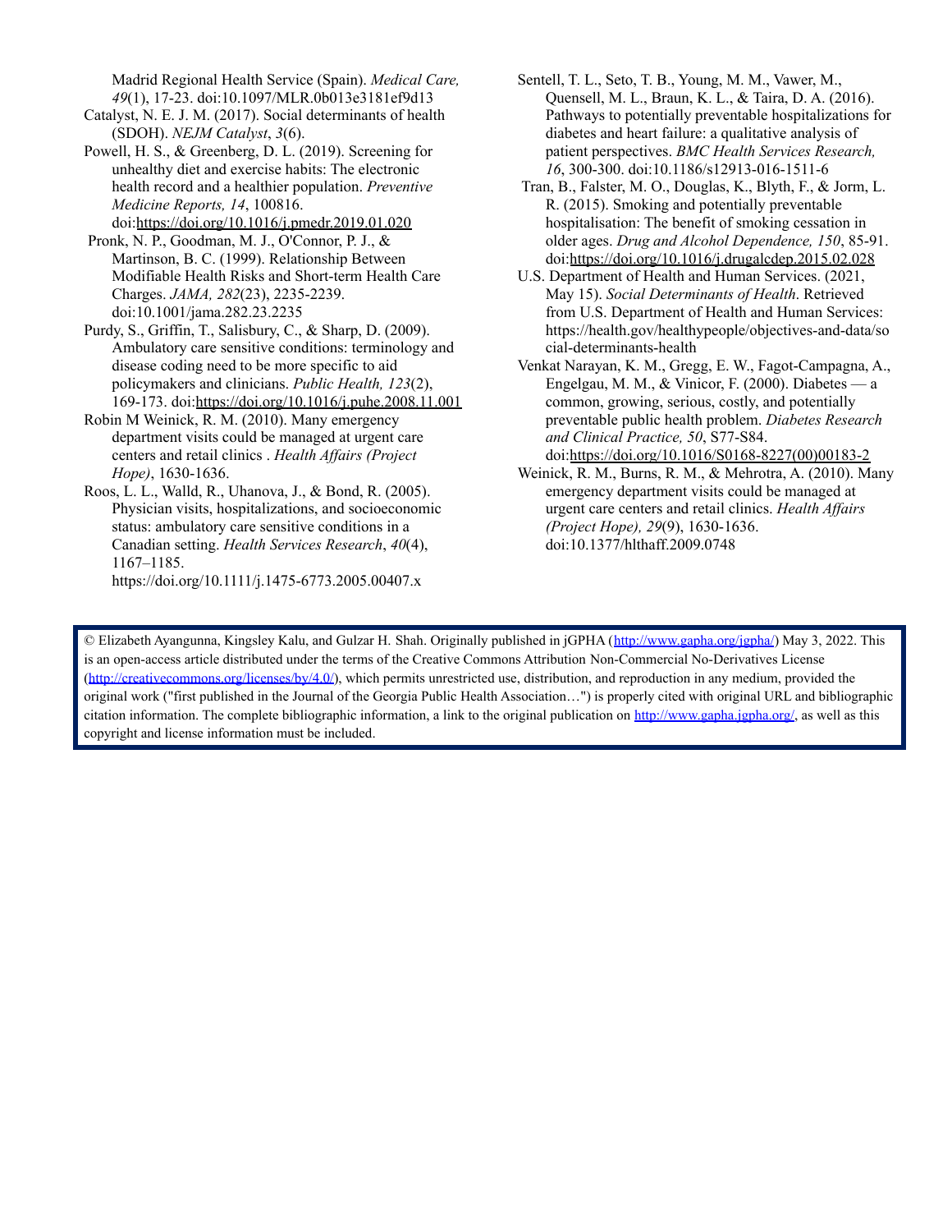Madrid Regional Health Service (Spain). *Medical Care, 49*(1), 17-23. doi:10.1097/MLR.0b013e3181ef9d13

Catalyst, N. E. J. M. (2017). Social determinants of health (SDOH). *NEJM Catalyst*, *3*(6).

Powell, H. S., & Greenberg, D. L. (2019). Screening for unhealthy diet and exercise habits: The electronic health record and a healthier population. *Preventive Medicine Reports, 14*, 100816. doi:https://doi.org/10.1016/j.pmedr.2019.01.020

Pronk, N. P., Goodman, M. J., O'Connor, P. J., & Martinson, B. C. (1999). Relationship Between Modifiable Health Risks and Short-term Health Care Charges. *JAMA, 282*(23), 2235-2239. doi:10.1001/jama.282.23.2235

Purdy, S., Griffin, T., Salisbury, C., & Sharp, D. (2009). Ambulatory care sensitive conditions: terminology and disease coding need to be more specific to aid policymakers and clinicians. *Public Health, 123*(2), 169-173. doi:https://doi.org/10.1016/j.puhe.2008.11.001

Robin M Weinick, R. M. (2010). Many emergency department visits could be managed at urgent care centers and retail clinics . *Health Affairs (Project Hope)*, 1630-1636.

Roos, L. L., Walld, R., Uhanova, J., & Bond, R. (2005). Physician visits, hospitalizations, and socioeconomic status: ambulatory care sensitive conditions in a Canadian setting. *Health Services Research*, *40*(4), 1167–1185. https://doi.org/10.1111/j.1475-6773.2005.00407.x

Sentell, T. L., Seto, T. B., Young, M. M., Vawer, M., Quensell, M. L., Braun, K. L., & Taira, D. A. (2016). Pathways to potentially preventable hospitalizations for diabetes and heart failure: a qualitative analysis of patient perspectives. *BMC Health Services Research, 16*, 300-300. doi:10.1186/s12913-016-1511-6

Tran, B., Falster, M. O., Douglas, K., Blyth, F., & Jorm, L. R. (2015). Smoking and potentially preventable hospitalisation: The benefit of smoking cessation in older ages. *Drug and Alcohol Dependence, 150*, 85-91. doi:https://doi.org/10.1016/j.drugalcdep.2015.02.028

U.S. Department of Health and Human Services. (2021, May 15). *Social Determinants of Health*. Retrieved from U.S. Department of Health and Human Services: https://health.gov/healthypeople/objectives-and-data/social-determinants-health

Venkat Narayan, K. M., Gregg, E. W., Fagot-Campagna, A., Engelgau, M. M., & Vinicor, F. (2000). Diabetes — a common, growing, serious, costly, and potentially preventable public health problem. *Diabetes Research and Clinical Practice, 50*, S77-S84. doi:https://doi.org/10.1016/S0168-8227(00)00183-2

Weinick, R. M., Burns, R. M., & Mehrotra, A. (2010). Many emergency department visits could be managed at urgent care centers and retail clinics. *Health Affairs (Project Hope), 29*(9), 1630-1636. doi:10.1377/hlthaff.2009.0748

© Elizabeth Ayangunna, Kingsley Kalu, and Gulzar H. Shah. Originally published in jGPHA (http://www.gapha.org/jgpha/) May 3, 2022. This is an open-access article distributed under the terms of the Creative Commons Attribution Non-Commercial No-Derivatives License (http://creativecommons.org/licenses/by/4.0/), which permits unrestricted use, distribution, and reproduction in any medium, provided the original work ("first published in the Journal of the Georgia Public Health Association…") is properly cited with original URL and bibliographic citation information. The complete bibliographic information, a link to the original publication on http://www.gapha.jgpha.org/, as well as this copyright and license information must be included.